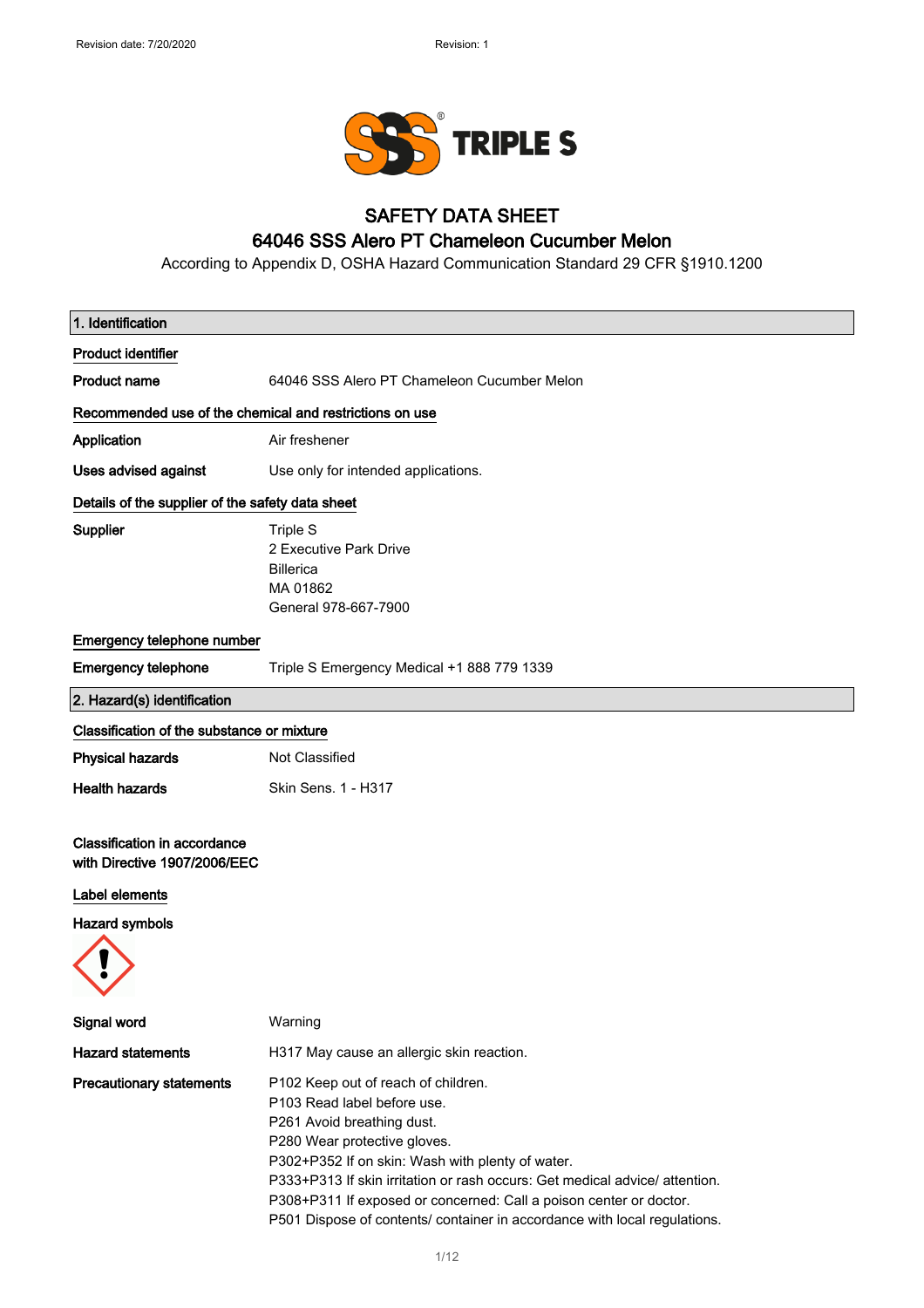# SAFETY DATA SHEET

## 64046 SSS Alero PT Chameleon Cucumber Melon

According to Appendix D, OSHA Hazard Communication Standard 29 CFR §1910.1200

### 1. Identification

**Product identifier**

| | |
|---|---|
| **Product name** | 64046 SSS Alero PT Chameleon Cucumber Melon |

**Recommended use of the chemical and restrictions on use**

| | |
|---|---|
| **Application** | Air freshener |
| **Uses advised against** | Use only for intended applications. |

**Details of the supplier of the safety data sheet**

| | |
|---|---|
| **Supplier** | Triple S<br>2 Executive Park Drive<br>Billerica<br>MA 01862<br>General 978-667-7900 |

**Emergency telephone number**

| | |
|---|---|
| **Emergency telephone** | Triple S Emergency Medical +1 888 779 1339 |

### 2. Hazard(s) identification

**Classification of the substance or mixture**

| | |
|---|---|
| **Physical hazards** | Not Classified |
| **Health hazards** | Skin Sens. 1 - H317 |

**Classification in accordance with Directive 1907/2006/EEC**

**Label elements**

**Hazard symbols**

| | |
|---|---|
| **Signal word** | Warning |
| **Hazard statements** | H317 May cause an allergic skin reaction. |
| **Precautionary statements** | P102 Keep out of reach of children.<br>P103 Read label before use.<br>P261 Avoid breathing dust.<br>P280 Wear protective gloves.<br>P302+P352 If on skin: Wash with plenty of water.<br>P333+P313 If skin irritation or rash occurs: Get medical advice/ attention.<br>P308+P311 If exposed or concerned: Call a poison center or doctor.<br>P501 Dispose of contents/ container in accordance with local regulations. |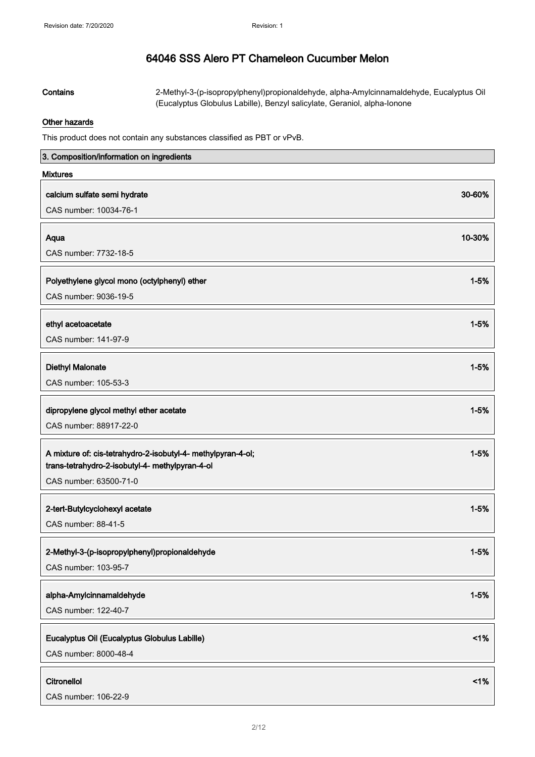# 64046 SSS Alero PT Chameleon Cucumber Melon

**Contains** 2-Methyl-3-(p-isopropylphenyl)propionaldehyde, alpha-Amylcinnamaldehyde, Eucalyptus Oil (Eucalyptus Globulus Labille), Benzyl salicylate, Geraniol, alpha-Ionone

**Other hazards**

This product does not contain any substances classified as PBT or vPvB.

## 3. Composition/information on ingredients

**Mixtures**

| Ingredient | Concentration |
| --- | --- |
| **calcium sulfate semi hydrate**<br>CAS number: 10034-76-1 | 30-60% |
| **Aqua**<br>CAS number: 7732-18-5 | 10-30% |
| **Polyethylene glycol mono (octylphenyl) ether**<br>CAS number: 9036-19-5 | 1-5% |
| **ethyl acetoacetate**<br>CAS number: 141-97-9 | 1-5% |
| **Diethyl Malonate**<br>CAS number: 105-53-3 | 1-5% |
| **dipropylene glycol methyl ether acetate**<br>CAS number: 88917-22-0 | 1-5% |
| **A mixture of: cis-tetrahydro-2-isobutyl-4- methylpyran-4-ol; trans-tetrahydro-2-isobutyl-4- methylpyran-4-ol**<br>CAS number: 63500-71-0 | 1-5% |
| **2-tert-Butylcyclohexyl acetate**<br>CAS number: 88-41-5 | 1-5% |
| **2-Methyl-3-(p-isopropylphenyl)propionaldehyde**<br>CAS number: 103-95-7 | 1-5% |
| **alpha-Amylcinnamaldehyde**<br>CAS number: 122-40-7 | 1-5% |
| **Eucalyptus Oil (Eucalyptus Globulus Labille)**<br>CAS number: 8000-48-4 | <1% |
| **Citronellol**<br>CAS number: 106-22-9 | <1% |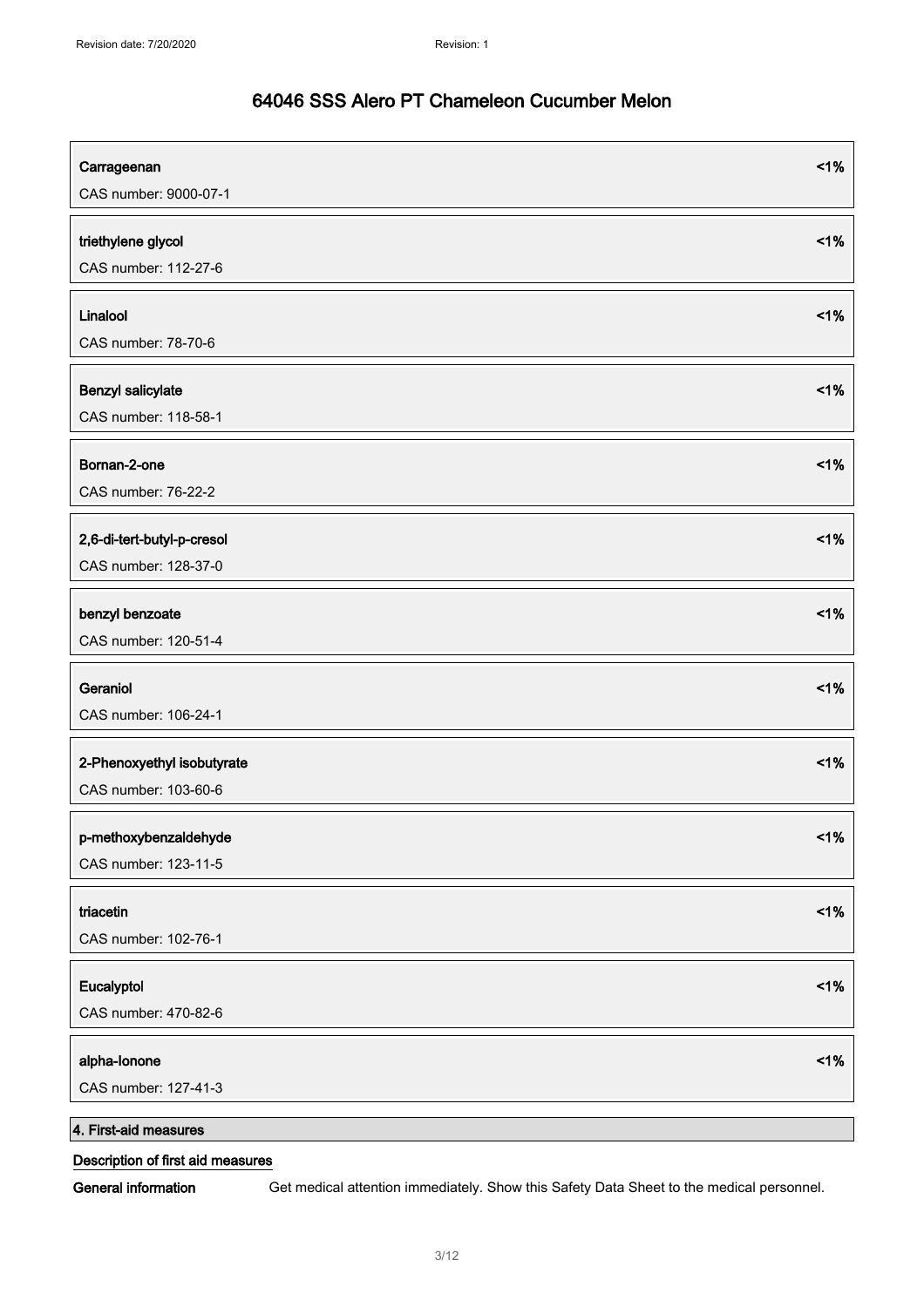| Component | Concentration |
| --- | --- |
| **Carrageenan**<br>CAS number: 9000-07-1 | **<1%** |
| **triethylene glycol**<br>CAS number: 112-27-6 | **<1%** |
| **Linalool**<br>CAS number: 78-70-6 | **<1%** |
| **Benzyl salicylate**<br>CAS number: 118-58-1 | **<1%** |
| **Bornan-2-one**<br>CAS number: 76-22-2 | **<1%** |
| **2,6-di-tert-butyl-p-cresol**<br>CAS number: 128-37-0 | **<1%** |
| **benzyl benzoate**<br>CAS number: 120-51-4 | **<1%** |
| **Geraniol**<br>CAS number: 106-24-1 | **<1%** |
| **2-Phenoxyethyl isobutyrate**<br>CAS number: 103-60-6 | **<1%** |
| **p-methoxybenzaldehyde**<br>CAS number: 123-11-5 | **<1%** |
| **triacetin**<br>CAS number: 102-76-1 | **<1%** |
| **Eucalyptol**<br>CAS number: 470-82-6 | **<1%** |
| **alpha-Ionone**<br>CAS number: 127-41-3 | **<1%** |

## 4. First-aid measures

### Description of first aid measures

**General information** Get medical attention immediately. Show this Safety Data Sheet to the medical personnel.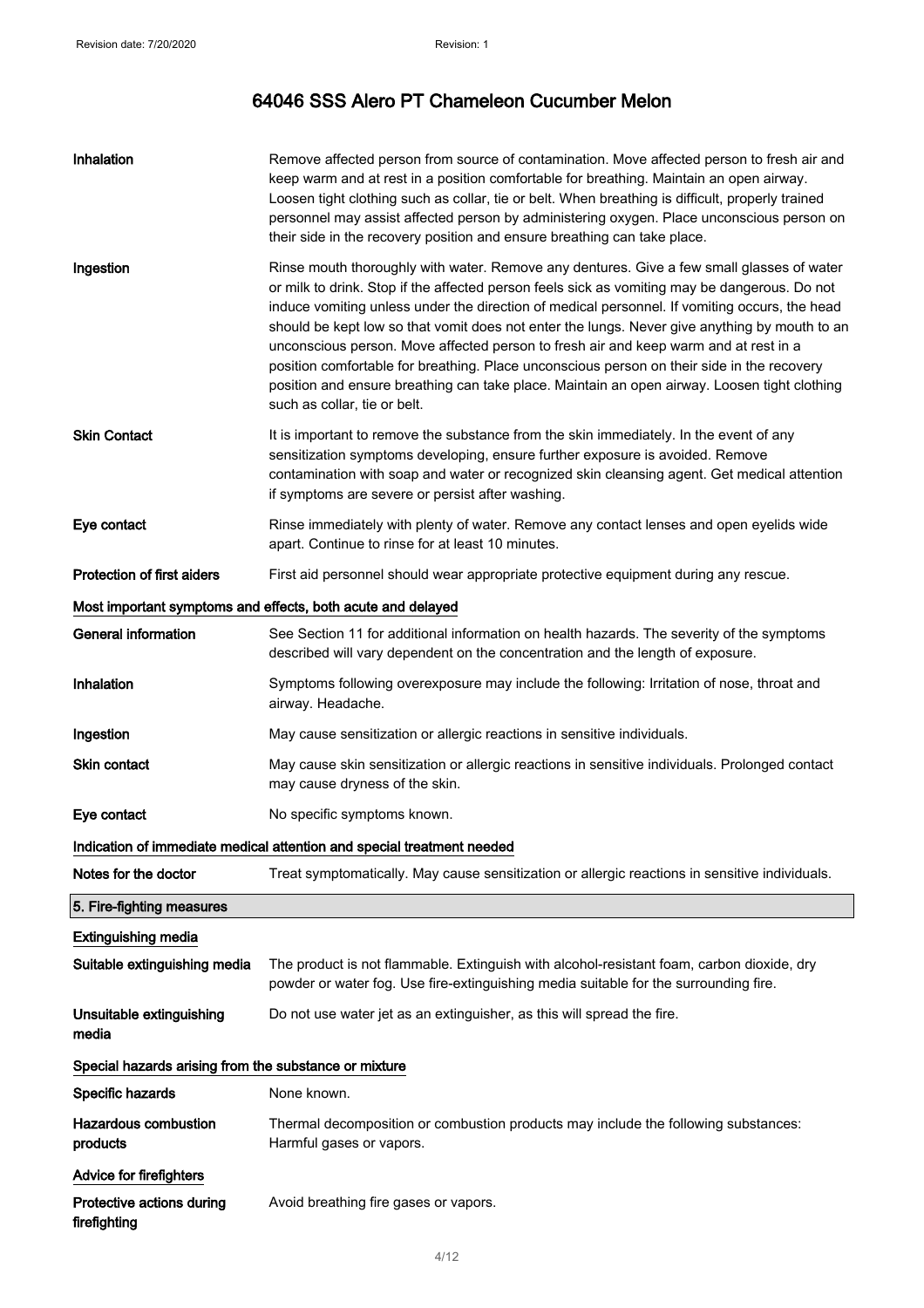| | |
|---|---|
| **Inhalation** | Remove affected person from source of contamination. Move affected person to fresh air and keep warm and at rest in a position comfortable for breathing. Maintain an open airway. Loosen tight clothing such as collar, tie or belt. When breathing is difficult, properly trained personnel may assist affected person by administering oxygen. Place unconscious person on their side in the recovery position and ensure breathing can take place. |
| **Ingestion** | Rinse mouth thoroughly with water. Remove any dentures. Give a few small glasses of water or milk to drink. Stop if the affected person feels sick as vomiting may be dangerous. Do not induce vomiting unless under the direction of medical personnel. If vomiting occurs, the head should be kept low so that vomit does not enter the lungs. Never give anything by mouth to an unconscious person. Move affected person to fresh air and keep warm and at rest in a position comfortable for breathing. Place unconscious person on their side in the recovery position and ensure breathing can take place. Maintain an open airway. Loosen tight clothing such as collar, tie or belt. |
| **Skin Contact** | It is important to remove the substance from the skin immediately. In the event of any sensitization symptoms developing, ensure further exposure is avoided. Remove contamination with soap and water or recognized skin cleansing agent. Get medical attention if symptoms are severe or persist after washing. |
| **Eye contact** | Rinse immediately with plenty of water. Remove any contact lenses and open eyelids wide apart. Continue to rinse for at least 10 minutes. |
| **Protection of first aiders** | First aid personnel should wear appropriate protective equipment during any rescue. |

### Most important symptoms and effects, both acute and delayed

| | |
|---|---|
| **General information** | See Section 11 for additional information on health hazards. The severity of the symptoms described will vary dependent on the concentration and the length of exposure. |
| **Inhalation** | Symptoms following overexposure may include the following: Irritation of nose, throat and airway. Headache. |
| **Ingestion** | May cause sensitization or allergic reactions in sensitive individuals. |
| **Skin contact** | May cause skin sensitization or allergic reactions in sensitive individuals. Prolonged contact may cause dryness of the skin. |
| **Eye contact** | No specific symptoms known. |

### Indication of immediate medical attention and special treatment needed

| | |
|---|---|
| **Notes for the doctor** | Treat symptomatically. May cause sensitization or allergic reactions in sensitive individuals. |

## 5. Fire-fighting measures

### Extinguishing media

| | |
|---|---|
| **Suitable extinguishing media** | The product is not flammable. Extinguish with alcohol-resistant foam, carbon dioxide, dry powder or water fog. Use fire-extinguishing media suitable for the surrounding fire. |
| **Unsuitable extinguishing media** | Do not use water jet as an extinguisher, as this will spread the fire. |

### Special hazards arising from the substance or mixture

| | |
|---|---|
| **Specific hazards** | None known. |
| **Hazardous combustion products** | Thermal decomposition or combustion products may include the following substances: Harmful gases or vapors. |

### Advice for firefighters

| | |
|---|---|
| **Protective actions during firefighting** | Avoid breathing fire gases or vapors. |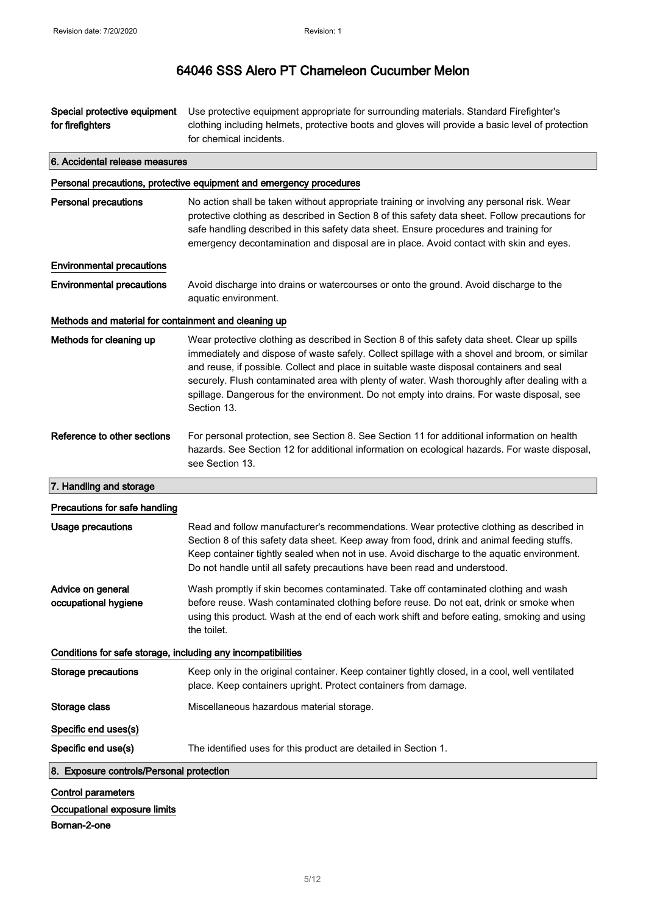| | |
|---|---|
| **Special protective equipment for firefighters** | Use protective equipment appropriate for surrounding materials. Standard Firefighter's clothing including helmets, protective boots and gloves will provide a basic level of protection for chemical incidents. |

## 6. Accidental release measures

### Personal precautions, protective equipment and emergency procedures

| | |
|---|---|
| **Personal precautions** | No action shall be taken without appropriate training or involving any personal risk. Wear protective clothing as described in Section 8 of this safety data sheet. Follow precautions for safe handling described in this safety data sheet. Ensure procedures and training for emergency decontamination and disposal are in place. Avoid contact with skin and eyes. |

### Environmental precautions

| | |
|---|---|
| **Environmental precautions** | Avoid discharge into drains or watercourses or onto the ground. Avoid discharge to the aquatic environment. |

### Methods and material for containment and cleaning up

| | |
|---|---|
| **Methods for cleaning up** | Wear protective clothing as described in Section 8 of this safety data sheet. Clear up spills immediately and dispose of waste safely. Collect spillage with a shovel and broom, or similar and reuse, if possible. Collect and place in suitable waste disposal containers and seal securely. Flush contaminated area with plenty of water. Wash thoroughly after dealing with a spillage. Dangerous for the environment. Do not empty into drains. For waste disposal, see Section 13. |
| **Reference to other sections** | For personal protection, see Section 8. See Section 11 for additional information on health hazards. See Section 12 for additional information on ecological hazards. For waste disposal, see Section 13. |

## 7. Handling and storage

### Precautions for safe handling

| | |
|---|---|
| **Usage precautions** | Read and follow manufacturer's recommendations. Wear protective clothing as described in Section 8 of this safety data sheet. Keep away from food, drink and animal feeding stuffs. Keep container tightly sealed when not in use. Avoid discharge to the aquatic environment. Do not handle until all safety precautions have been read and understood. |
| **Advice on general occupational hygiene** | Wash promptly if skin becomes contaminated. Take off contaminated clothing and wash before reuse. Wash contaminated clothing before reuse. Do not eat, drink or smoke when using this product. Wash at the end of each work shift and before eating, smoking and using the toilet. |

### Conditions for safe storage, including any incompatibilities

| | |
|---|---|
| **Storage precautions** | Keep only in the original container. Keep container tightly closed, in a cool, well ventilated place. Keep containers upright. Protect containers from damage. |
| **Storage class** | Miscellaneous hazardous material storage. |

### Specific end uses(s)

| | |
|---|---|
| **Specific end use(s)** | The identified uses for this product are detailed in Section 1. |

## 8. Exposure controls/Personal protection

### Control parameters

### Occupational exposure limits

**Bornan-2-one**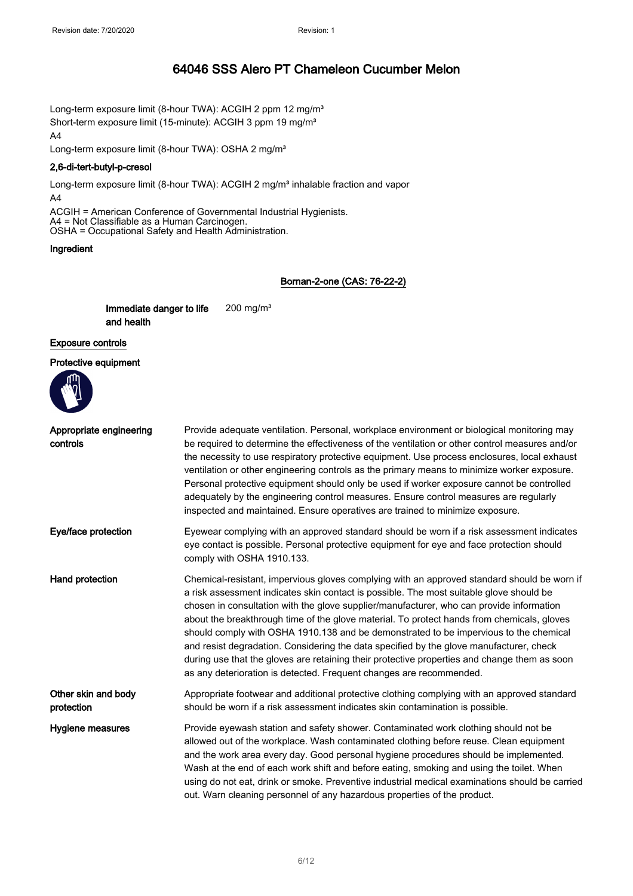Long-term exposure limit (8-hour TWA): ACGIH 2 ppm 12 mg/m³
Short-term exposure limit (15-minute): ACGIH 3 ppm 19 mg/m³
A4
Long-term exposure limit (8-hour TWA): OSHA 2 mg/m³

**2,6-di-tert-butyl-p-cresol**

Long-term exposure limit (8-hour TWA): ACGIH 2 mg/m³ inhalable fraction and vapor
A4

ACGIH = American Conference of Governmental Industrial Hygienists.
A4 = Not Classifiable as a Human Carcinogen.
OSHA = Occupational Safety and Health Administration.

**Ingredient**

**Bornan-2-one (CAS: 76-22-2)**

**Immediate danger to life and health** 200 mg/m³

**Exposure controls**

**Protective equipment**

**Appropriate engineering controls**
Provide adequate ventilation. Personal, workplace environment or biological monitoring may be required to determine the effectiveness of the ventilation or other control measures and/or the necessity to use respiratory protective equipment. Use process enclosures, local exhaust ventilation or other engineering controls as the primary means to minimize worker exposure. Personal protective equipment should only be used if worker exposure cannot be controlled adequately by the engineering control measures. Ensure control measures are regularly inspected and maintained. Ensure operatives are trained to minimize exposure.

**Eye/face protection**
Eyewear complying with an approved standard should be worn if a risk assessment indicates eye contact is possible. Personal protective equipment for eye and face protection should comply with OSHA 1910.133.

**Hand protection**
Chemical-resistant, impervious gloves complying with an approved standard should be worn if a risk assessment indicates skin contact is possible. The most suitable glove should be chosen in consultation with the glove supplier/manufacturer, who can provide information about the breakthrough time of the glove material. To protect hands from chemicals, gloves should comply with OSHA 1910.138 and be demonstrated to be impervious to the chemical and resist degradation. Considering the data specified by the glove manufacturer, check during use that the gloves are retaining their protective properties and change them as soon as any deterioration is detected. Frequent changes are recommended.

**Other skin and body protection**
Appropriate footwear and additional protective clothing complying with an approved standard should be worn if a risk assessment indicates skin contamination is possible.

**Hygiene measures**
Provide eyewash station and safety shower. Contaminated work clothing should not be allowed out of the workplace. Wash contaminated clothing before reuse. Clean equipment and the work area every day. Good personal hygiene procedures should be implemented. Wash at the end of each work shift and before eating, smoking and using the toilet. When using do not eat, drink or smoke. Preventive industrial medical examinations should be carried out. Warn cleaning personnel of any hazardous properties of the product.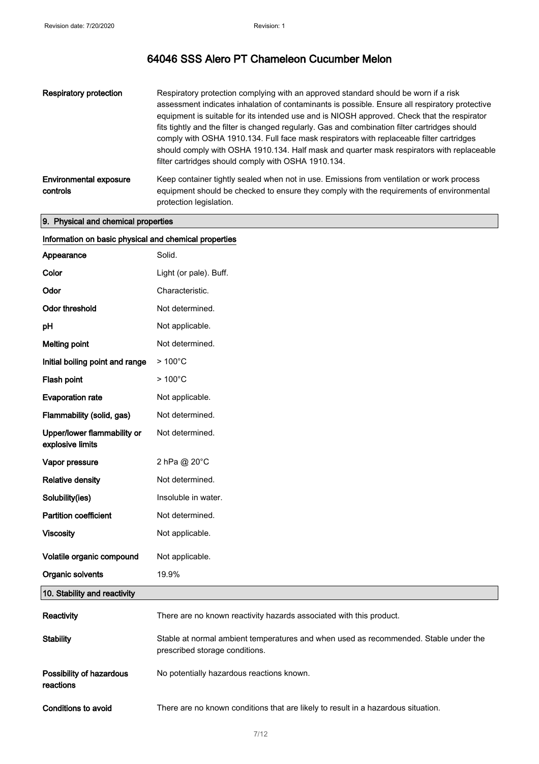# 64046 SSS Alero PT Chameleon Cucumber Melon

| | |
|---|---|
| **Respiratory protection** | Respiratory protection complying with an approved standard should be worn if a risk assessment indicates inhalation of contaminants is possible. Ensure all respiratory protective equipment is suitable for its intended use and is NIOSH approved. Check that the respirator fits tightly and the filter is changed regularly. Gas and combination filter cartridges should comply with OSHA 1910.134. Full face mask respirators with replaceable filter cartridges should comply with OSHA 1910.134. Half mask and quarter mask respirators with replaceable filter cartridges should comply with OSHA 1910.134. |
| **Environmental exposure controls** | Keep container tightly sealed when not in use. Emissions from ventilation or work process equipment should be checked to ensure they comply with the requirements of environmental protection legislation. |

## 9. Physical and chemical properties

### Information on basic physical and chemical properties

| | |
|---|---|
| **Appearance** | Solid. |
| **Color** | Light (or pale). Buff. |
| **Odor** | Characteristic. |
| **Odor threshold** | Not determined. |
| **pH** | Not applicable. |
| **Melting point** | Not determined. |
| **Initial boiling point and range** | > 100°C |
| **Flash point** | > 100°C |
| **Evaporation rate** | Not applicable. |
| **Flammability (solid, gas)** | Not determined. |
| **Upper/lower flammability or explosive limits** | Not determined. |
| **Vapor pressure** | 2 hPa @ 20°C |
| **Relative density** | Not determined. |
| **Solubility(ies)** | Insoluble in water. |
| **Partition coefficient** | Not determined. |
| **Viscosity** | Not applicable. |
| **Volatile organic compound** | Not applicable. |
| **Organic solvents** | 19.9% |

## 10. Stability and reactivity

| | |
|---|---|
| **Reactivity** | There are no known reactivity hazards associated with this product. |
| **Stability** | Stable at normal ambient temperatures and when used as recommended. Stable under the prescribed storage conditions. |
| **Possibility of hazardous reactions** | No potentially hazardous reactions known. |
| **Conditions to avoid** | There are no known conditions that are likely to result in a hazardous situation. |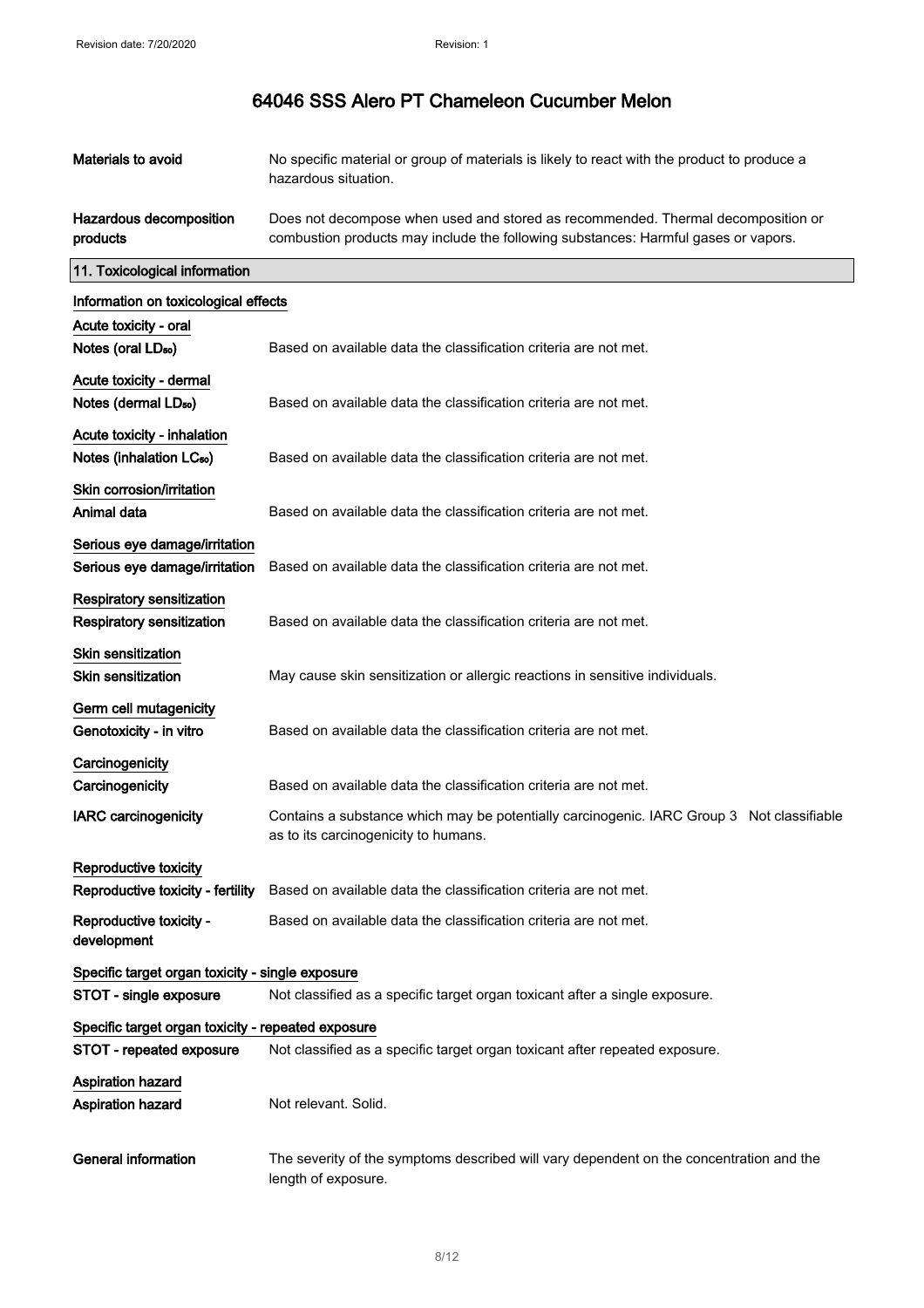| | |
|---|---|
| **Materials to avoid** | No specific material or group of materials is likely to react with the product to produce a hazardous situation. |
| **Hazardous decomposition products** | Does not decompose when used and stored as recommended. Thermal decomposition or combustion products may include the following substances: Harmful gases or vapors. |

## 11. Toxicological information

**Information on toxicological effects**

**Acute toxicity - oral**

| | |
|---|---|
| **Notes (oral $LD_{50}$)** | Based on available data the classification criteria are not met. |

**Acute toxicity - dermal**

| | |
|---|---|
| **Notes (dermal $LD_{50}$)** | Based on available data the classification criteria are not met. |

**Acute toxicity - inhalation**

| | |
|---|---|
| **Notes (inhalation $LC_{50}$)** | Based on available data the classification criteria are not met. |

**Skin corrosion/irritation**

| | |
|---|---|
| **Animal data** | Based on available data the classification criteria are not met. |

**Serious eye damage/irritation**

| | |
|---|---|
| **Serious eye damage/irritation** | Based on available data the classification criteria are not met. |

**Respiratory sensitization**

| | |
|---|---|
| **Respiratory sensitization** | Based on available data the classification criteria are not met. |

**Skin sensitization**

| | |
|---|---|
| **Skin sensitization** | May cause skin sensitization or allergic reactions in sensitive individuals. |

**Germ cell mutagenicity**

| | |
|---|---|
| **Genotoxicity - in vitro** | Based on available data the classification criteria are not met. |

**Carcinogenicity**

| | |
|---|---|
| **Carcinogenicity** | Based on available data the classification criteria are not met. |
| **IARC carcinogenicity** | Contains a substance which may be potentially carcinogenic. IARC Group 3 Not classifiable as to its carcinogenicity to humans. |

**Reproductive toxicity**

| | |
|---|---|
| **Reproductive toxicity - fertility** | Based on available data the classification criteria are not met. |
| **Reproductive toxicity - development** | Based on available data the classification criteria are not met. |

**Specific target organ toxicity - single exposure**

| | |
|---|---|
| **STOT - single exposure** | Not classified as a specific target organ toxicant after a single exposure. |

**Specific target organ toxicity - repeated exposure**

| | |
|---|---|
| **STOT - repeated exposure** | Not classified as a specific target organ toxicant after repeated exposure. |

**Aspiration hazard**

| | |
|---|---|
| **Aspiration hazard** | Not relevant. Solid. |

| | |
|---|---|
| **General information** | The severity of the symptoms described will vary dependent on the concentration and the length of exposure. |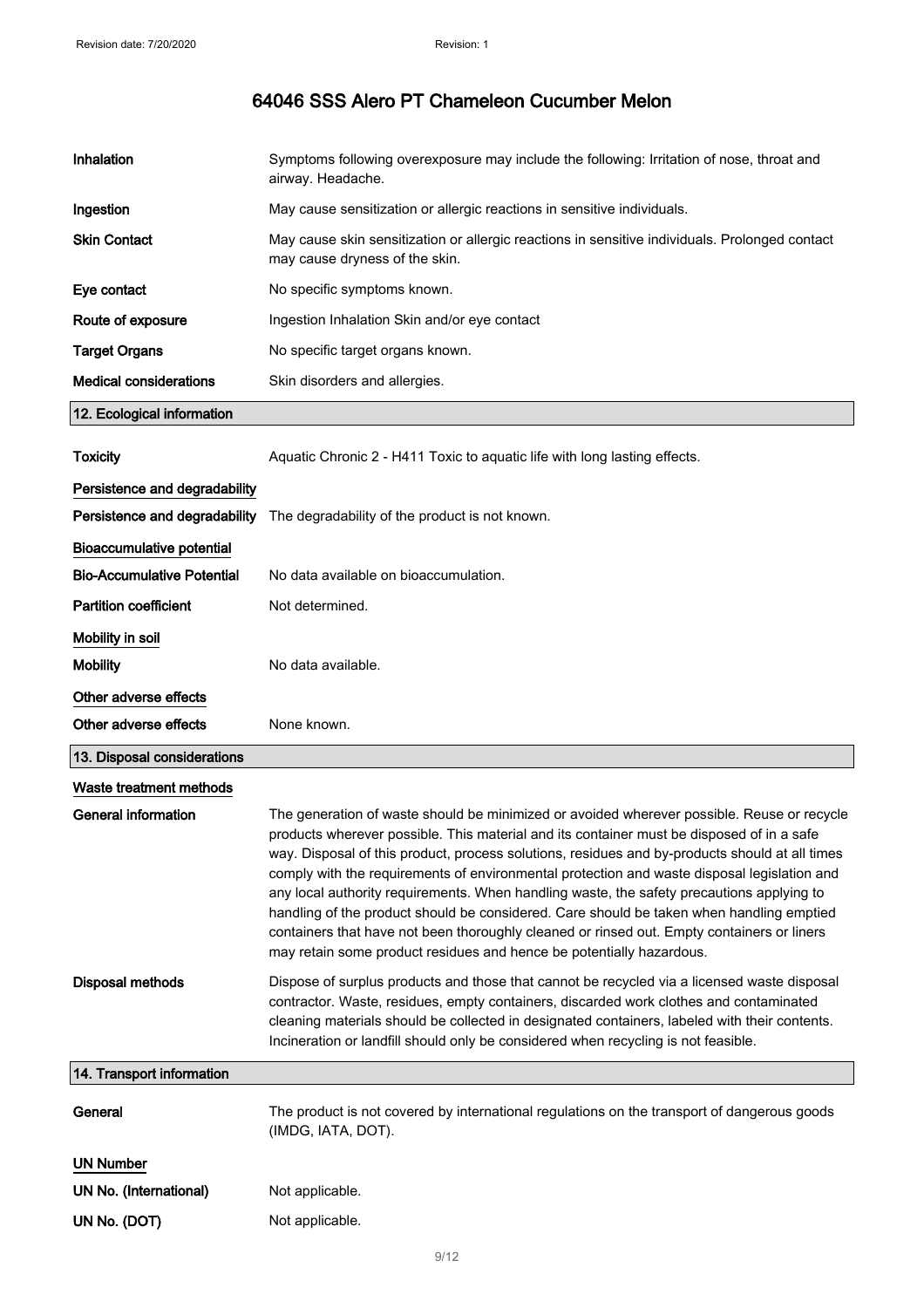| | |
|---|---|
| **Inhalation** | Symptoms following overexposure may include the following: Irritation of nose, throat and airway. Headache. |
| **Ingestion** | May cause sensitization or allergic reactions in sensitive individuals. |
| **Skin Contact** | May cause skin sensitization or allergic reactions in sensitive individuals. Prolonged contact may cause dryness of the skin. |
| **Eye contact** | No specific symptoms known. |
| **Route of exposure** | Ingestion Inhalation Skin and/or eye contact |
| **Target Organs** | No specific target organs known. |
| **Medical considerations** | Skin disorders and allergies. |

## 12. Ecological information

| | |
|---|---|
| **Toxicity** | Aquatic Chronic 2 - H411 Toxic to aquatic life with long lasting effects. |

### Persistence and degradability

| | |
|---|---|
| **Persistence and degradability** | The degradability of the product is not known. |

### Bioaccumulative potential

| | |
|---|---|
| **Bio-Accumulative Potential** | No data available on bioaccumulation. |
| **Partition coefficient** | Not determined. |

### Mobility in soil

| | |
|---|---|
| **Mobility** | No data available. |

### Other adverse effects

| | |
|---|---|
| **Other adverse effects** | None known. |

## 13. Disposal considerations

### Waste treatment methods

| | |
|---|---|
| **General information** | The generation of waste should be minimized or avoided wherever possible. Reuse or recycle products wherever possible. This material and its container must be disposed of in a safe way. Disposal of this product, process solutions, residues and by-products should at all times comply with the requirements of environmental protection and waste disposal legislation and any local authority requirements. When handling waste, the safety precautions applying to handling of the product should be considered. Care should be taken when handling emptied containers that have not been thoroughly cleaned or rinsed out. Empty containers or liners may retain some product residues and hence be potentially hazardous. |
| **Disposal methods** | Dispose of surplus products and those that cannot be recycled via a licensed waste disposal contractor. Waste, residues, empty containers, discarded work clothes and contaminated cleaning materials should be collected in designated containers, labeled with their contents. Incineration or landfill should only be considered when recycling is not feasible. |

## 14. Transport information

| | |
|---|---|
| **General** | The product is not covered by international regulations on the transport of dangerous goods (IMDG, IATA, DOT). |

### UN Number

| | |
|---|---|
| **UN No. (International)** | Not applicable. |
| **UN No. (DOT)** | Not applicable. |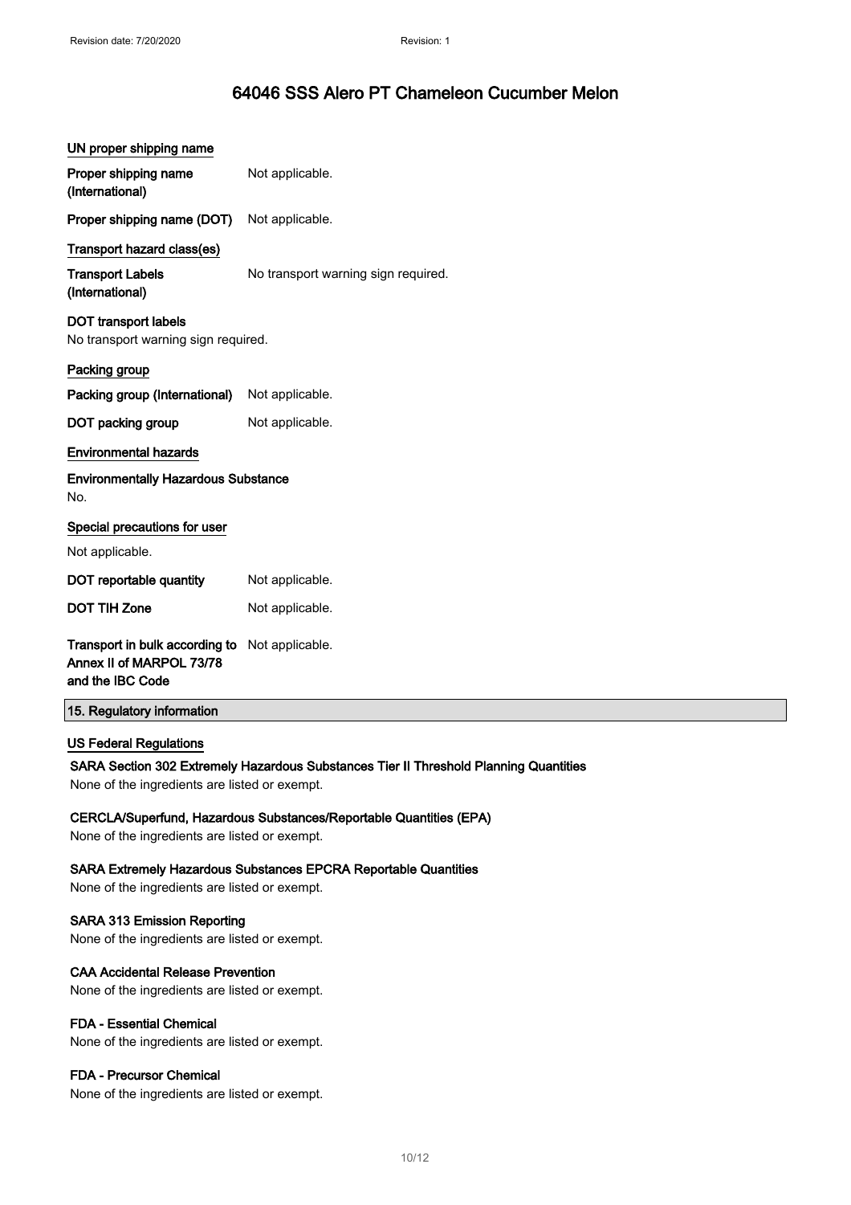# 64046 SSS Alero PT Chameleon Cucumber Melon

### UN proper shipping name

**Proper shipping name (International)** Not applicable.

**Proper shipping name (DOT)** Not applicable.

### Transport hazard class(es)

**Transport Labels (International)** No transport warning sign required.

**DOT transport labels**
No transport warning sign required.

### Packing group

**Packing group (International)** Not applicable.

**DOT packing group** Not applicable.

### Environmental hazards

**Environmentally Hazardous Substance**
No.

### Special precautions for user

Not applicable.

**DOT reportable quantity** Not applicable.

**DOT TIH Zone** Not applicable.

**Transport in bulk according to Annex II of MARPOL 73/78 and the IBC Code** Not applicable.

## 15. Regulatory information

### US Federal Regulations

**SARA Section 302 Extremely Hazardous Substances Tier II Threshold Planning Quantities**
None of the ingredients are listed or exempt.

**CERCLA/Superfund, Hazardous Substances/Reportable Quantities (EPA)**
None of the ingredients are listed or exempt.

**SARA Extremely Hazardous Substances EPCRA Reportable Quantities**
None of the ingredients are listed or exempt.

**SARA 313 Emission Reporting**
None of the ingredients are listed or exempt.

**CAA Accidental Release Prevention**
None of the ingredients are listed or exempt.

**FDA - Essential Chemical**
None of the ingredients are listed or exempt.

**FDA - Precursor Chemical**
None of the ingredients are listed or exempt.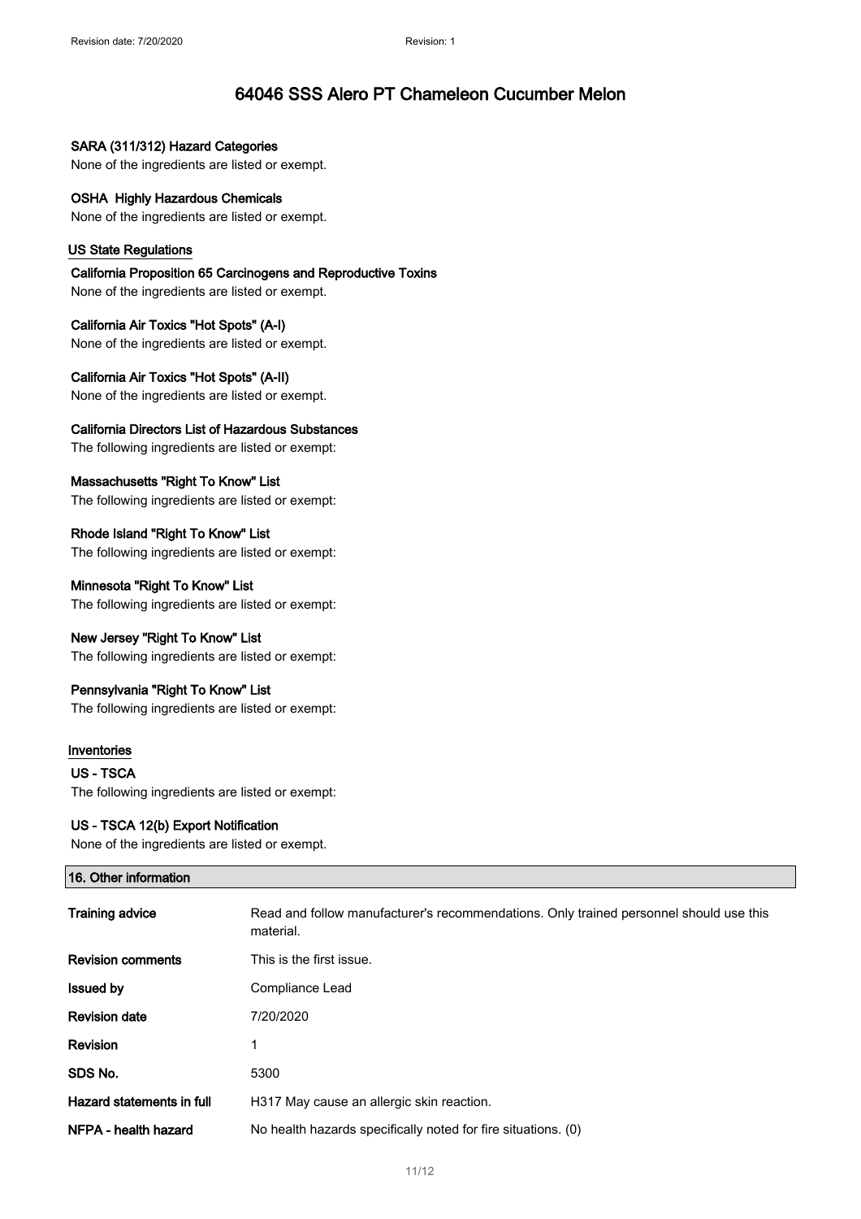#### SARA (311/312) Hazard Categories

None of the ingredients are listed or exempt.

#### OSHA Highly Hazardous Chemicals

None of the ingredients are listed or exempt.

### US State Regulations

#### California Proposition 65 Carcinogens and Reproductive Toxins

None of the ingredients are listed or exempt.

#### California Air Toxics "Hot Spots" (A-I)

None of the ingredients are listed or exempt.

#### California Air Toxics "Hot Spots" (A-II)

None of the ingredients are listed or exempt.

#### California Directors List of Hazardous Substances

The following ingredients are listed or exempt:

#### Massachusetts "Right To Know" List

The following ingredients are listed or exempt:

#### Rhode Island "Right To Know" List

The following ingredients are listed or exempt:

#### Minnesota "Right To Know" List

The following ingredients are listed or exempt:

#### New Jersey "Right To Know" List

The following ingredients are listed or exempt:

#### Pennsylvania "Right To Know" List

The following ingredients are listed or exempt:

### Inventories

#### US - TSCA

The following ingredients are listed or exempt:

#### US - TSCA 12(b) Export Notification

None of the ingredients are listed or exempt.

## 16. Other information

| | |
|---|---|
| **Training advice** | Read and follow manufacturer's recommendations. Only trained personnel should use this material. |
| **Revision comments** | This is the first issue. |
| **Issued by** | Compliance Lead |
| **Revision date** | 7/20/2020 |
| **Revision** | 1 |
| **SDS No.** | 5300 |
| **Hazard statements in full** | H317 May cause an allergic skin reaction. |
| **NFPA - health hazard** | No health hazards specifically noted for fire situations. (0) |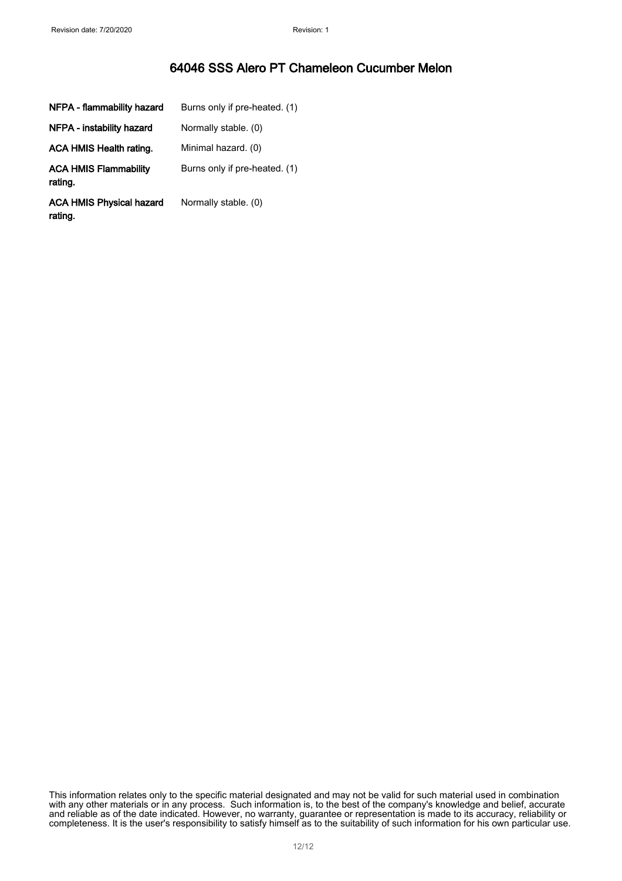| | |
|---|---|
| **NFPA - flammability hazard** | Burns only if pre-heated. (1) |
| **NFPA - instability hazard** | Normally stable. (0) |
| **ACA HMIS Health rating.** | Minimal hazard. (0) |
| **ACA HMIS Flammability rating.** | Burns only if pre-heated. (1) |
| **ACA HMIS Physical hazard rating.** | Normally stable. (0) |

This information relates only to the specific material designated and may not be valid for such material used in combination with any other materials or in any process. Such information is, to the best of the company's knowledge and belief, accurate and reliable as of the date indicated. However, no warranty, guarantee or representation is made to its accuracy, reliability or completeness. It is the user's responsibility to satisfy himself as to the suitability of such information for his own particular use.